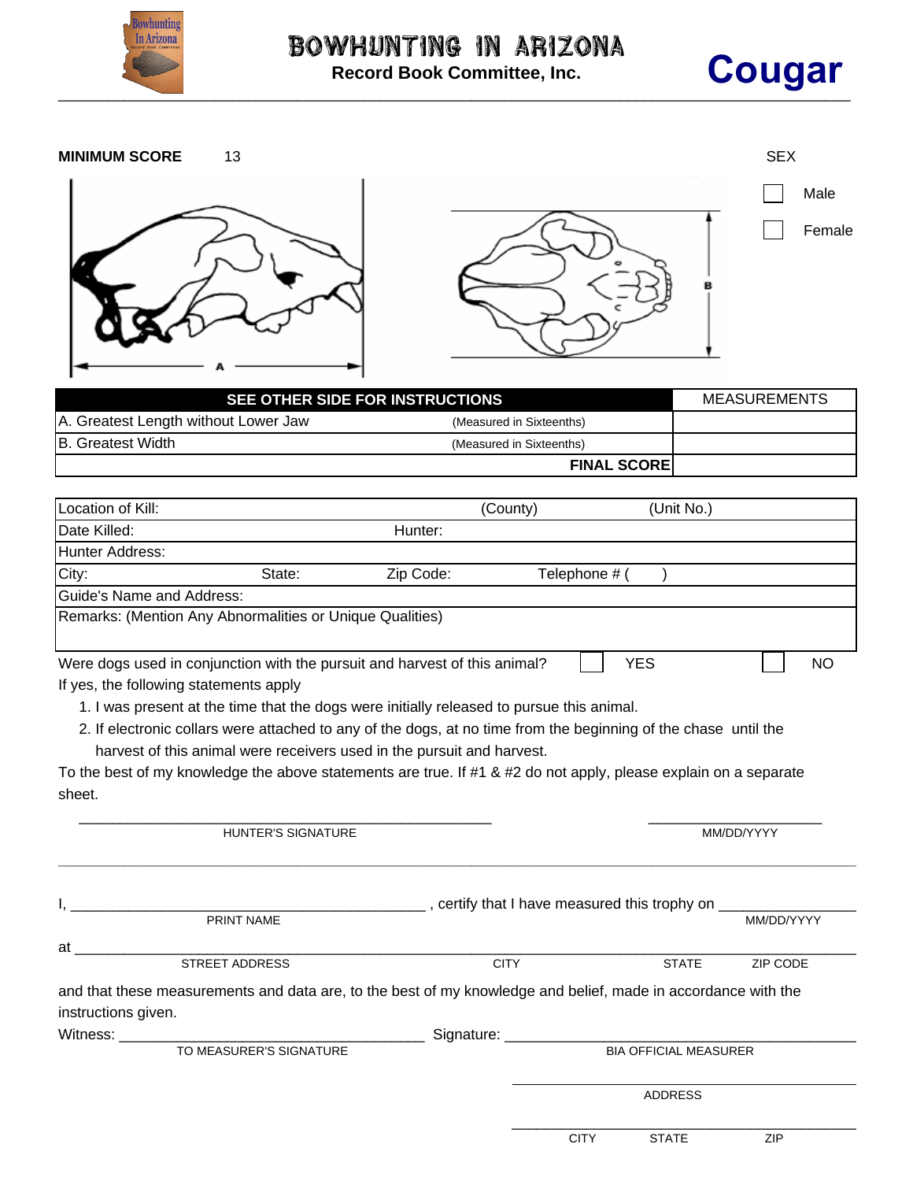# BOWHUNTING IN ARIZONA

**Record Book Committee, Inc.**

# Cougar

**MINIMUM SCORE** 13

SEX

☐ Male

☐ Female

A

B

| SEE OTHER SIDE FOR INSTRUCTIONS | | MEASUREMENTS |
|---|---|---|
| A. Greatest Length without Lower Jaw | (Measured in Sixteenths) | |
| B. Greatest Width | (Measured in Sixteenths) | |
| | **FINAL SCORE** | |

| | | | |
|---|---|---|---|
| Location of Kill: | | (County) | (Unit No.) |
| Date Killed: | Hunter: | | |
| Hunter Address: | | | |
| City: State: | Zip Code: | Telephone # ( ) | |
| Guide's Name and Address: | | | |
| Remarks: (Mention Any Abnormalities or Unique Qualities) | | | |

Were dogs used in conjunction with the pursuit and harvest of this animal? ☐ YES ☐ NO

If yes, the following statements apply

1. I was present at the time that the dogs were initially released to pursue this animal.
2. If electronic collars were attached to any of the dogs, at no time from the beginning of the chase until the harvest of this animal were receivers used in the pursuit and harvest.

To the best of my knowledge the above statements are true. If #1 & #2 do not apply, please explain on a separate sheet.

\_\_\_\_\_\_\_\_\_\_\_\_\_\_\_\_\_\_\_\_\_\_\_\_\_\_\_\_\_\_\_\_\_\_\_\_\_\_\_\_ \_\_\_\_\_\_\_\_\_\_\_\_\_\_\_\_\_\_\_\_
HUNTER'S SIGNATURE MM/DD/YYYY

I, \_\_\_\_\_\_\_\_\_\_\_\_\_\_\_\_\_\_\_\_\_\_\_\_\_\_\_\_\_\_\_\_\_\_\_\_\_\_\_\_ , certify that I have measured this trophy on \_\_\_\_\_\_\_\_\_\_\_\_\_\_\_\_
PRINT NAME MM/DD/YYYY

at \_\_\_\_\_\_\_\_\_\_\_\_\_\_\_\_\_\_\_\_\_\_\_\_\_\_\_\_\_\_\_\_\_\_\_\_\_\_\_\_\_\_\_\_\_\_\_\_\_\_\_\_\_\_\_\_\_\_\_\_\_\_\_\_\_\_\_\_\_\_\_\_\_\_\_\_\_\_\_\_\_\_\_\_\_\_\_\_
STREET ADDRESS CITY STATE ZIP CODE

and that these measurements and data are, to the best of my knowledge and belief, made in accordance with the instructions given.

Witness: \_\_\_\_\_\_\_\_\_\_\_\_\_\_\_\_\_\_\_\_\_\_\_\_\_\_\_\_\_\_\_\_\_\_\_\_ Signature: \_\_\_\_\_\_\_\_\_\_\_\_\_\_\_\_\_\_\_\_\_\_\_\_\_\_\_\_\_\_\_\_\_\_\_\_\_\_\_\_
TO MEASURER'S SIGNATURE BIA OFFICIAL MEASURER

\_\_\_\_\_\_\_\_\_\_\_\_\_\_\_\_\_\_\_\_\_\_\_\_\_\_\_\_\_\_\_\_\_\_\_\_\_\_\_\_
ADDRESS

\_\_\_\_\_\_\_\_\_\_\_\_\_\_\_\_\_\_\_\_\_\_\_\_\_\_\_\_\_\_\_\_\_\_\_\_\_\_\_\_
CITY STATE ZIP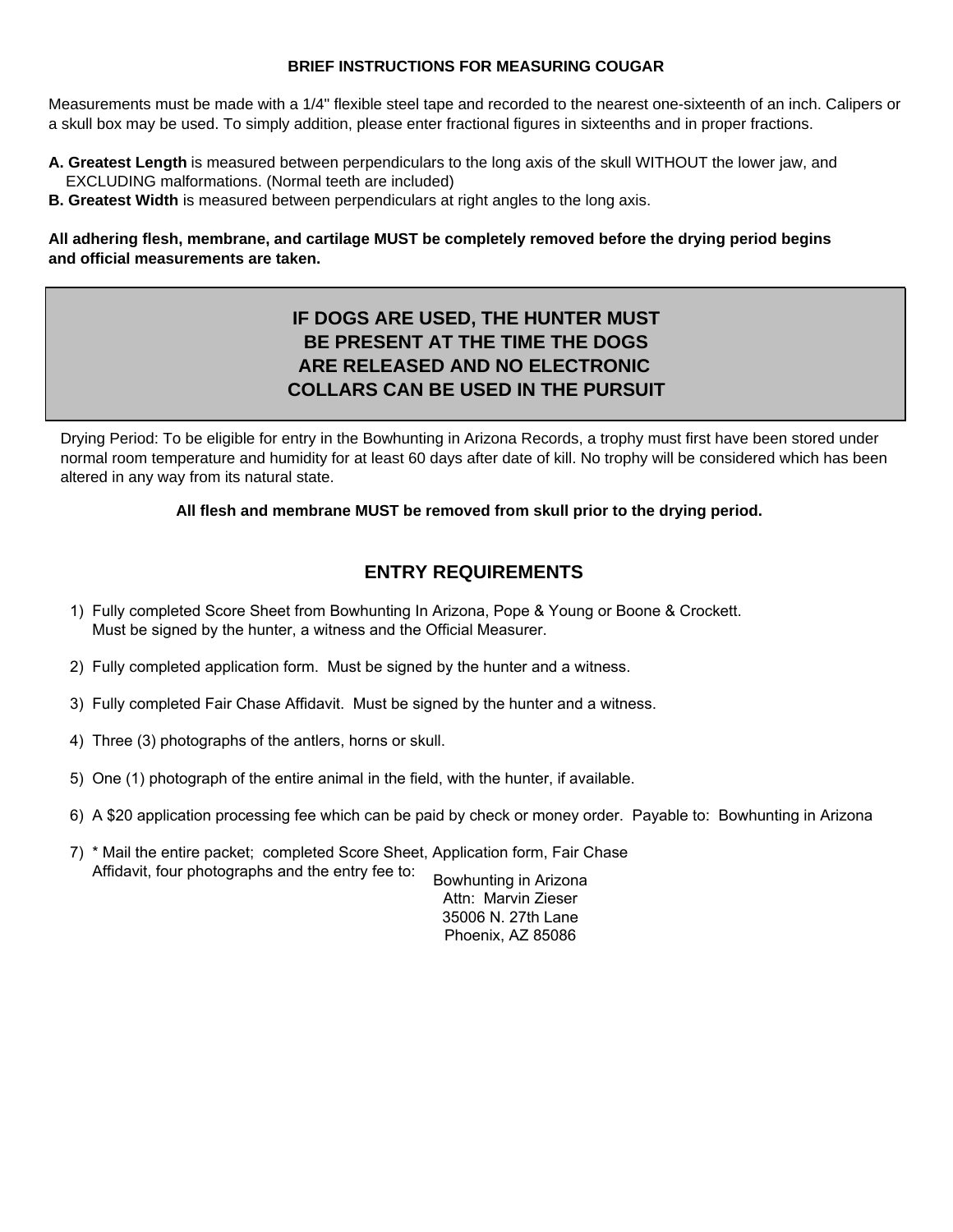## BRIEF INSTRUCTIONS FOR MEASURING COUGAR

Measurements must be made with a 1/4" flexible steel tape and recorded to the nearest one-sixteenth of an inch. Calipers or a skull box may be used. To simply addition, please enter fractional figures in sixteenths and in proper fractions.

**A. Greatest Length** is measured between perpendiculars to the long axis of the skull WITHOUT the lower jaw, and EXCLUDING malformations. (Normal teeth are included)

**B. Greatest Width** is measured between perpendiculars at right angles to the long axis.

**All adhering flesh, membrane, and cartilage MUST be completely removed before the drying period begins and official measurements are taken.**

**IF DOGS ARE USED, THE HUNTER MUST BE PRESENT AT THE TIME THE DOGS ARE RELEASED AND NO ELECTRONIC COLLARS CAN BE USED IN THE PURSUIT**

Drying Period: To be eligible for entry in the Bowhunting in Arizona Records, a trophy must first have been stored under normal room temperature and humidity for at least 60 days after date of kill. No trophy will be considered which has been altered in any way from its natural state.

**All flesh and membrane MUST be removed from skull prior to the drying period.**

## ENTRY REQUIREMENTS

1) Fully completed Score Sheet from Bowhunting In Arizona, Pope & Young or Boone & Crockett. Must be signed by the hunter, a witness and the Official Measurer.

2) Fully completed application form. Must be signed by the hunter and a witness.

3) Fully completed Fair Chase Affidavit. Must be signed by the hunter and a witness.

4) Three (3) photographs of the antlers, horns or skull.

5) One (1) photograph of the entire animal in the field, with the hunter, if available.

6) A $20 application processing fee which can be paid by check or money order. Payable to: Bowhunting in Arizona

7) * Mail the entire packet; completed Score Sheet, Application form, Fair Chase Affidavit, four photographs and the entry fee to:

Bowhunting in Arizona
Attn: Marvin Zieser
35006 N. 27th Lane
Phoenix, AZ 85086